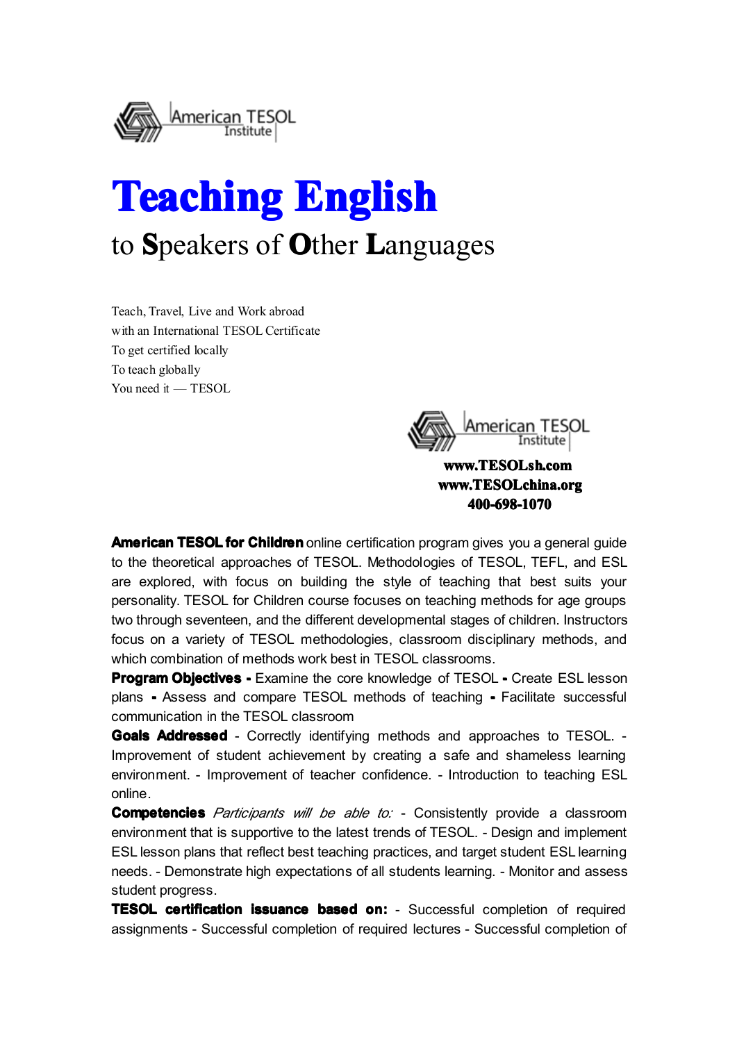American TESOL Institute

# Teaching English

## to **S**peakers of **O**ther **L**anguages

Teach, Travel, Live and Work abroad
with an International TESOL Certificate
To get certified locally
To teach globally
You need it — TESOL

American TESOL Institute

**www.TESOLsh.com**
**www.TESOLchina.org**
**400-698-1070**

**American TESOL for Children** online certification program gives you a general guide to the theoretical approaches of TESOL. Methodologies of TESOL, TEFL, and ESL are explored, with focus on building the style of teaching that best suits your personality. TESOL for Children course focuses on teaching methods for age groups two through seventeen, and the different developmental stages of children. Instructors focus on a variety of TESOL methodologies, classroom disciplinary methods, and which combination of methods work best in TESOL classrooms.

**Program Objectives -** Examine the core knowledge of TESOL **-** Create ESL lesson plans **-** Assess and compare TESOL methods of teaching **-** Facilitate successful communication in the TESOL classroom

**Goals Addressed** - Correctly identifying methods and approaches to TESOL. - Improvement of student achievement by creating a safe and shameless learning environment. - Improvement of teacher confidence. - Introduction to teaching ESL online.

**Competencies** *Participants will be able to:* - Consistently provide a classroom environment that is supportive to the latest trends of TESOL. - Design and implement ESL lesson plans that reflect best teaching practices, and target student ESL learning needs. - Demonstrate high expectations of all students learning. - Monitor and assess student progress.

**TESOL certification issuance based on:** - Successful completion of required assignments - Successful completion of required lectures - Successful completion of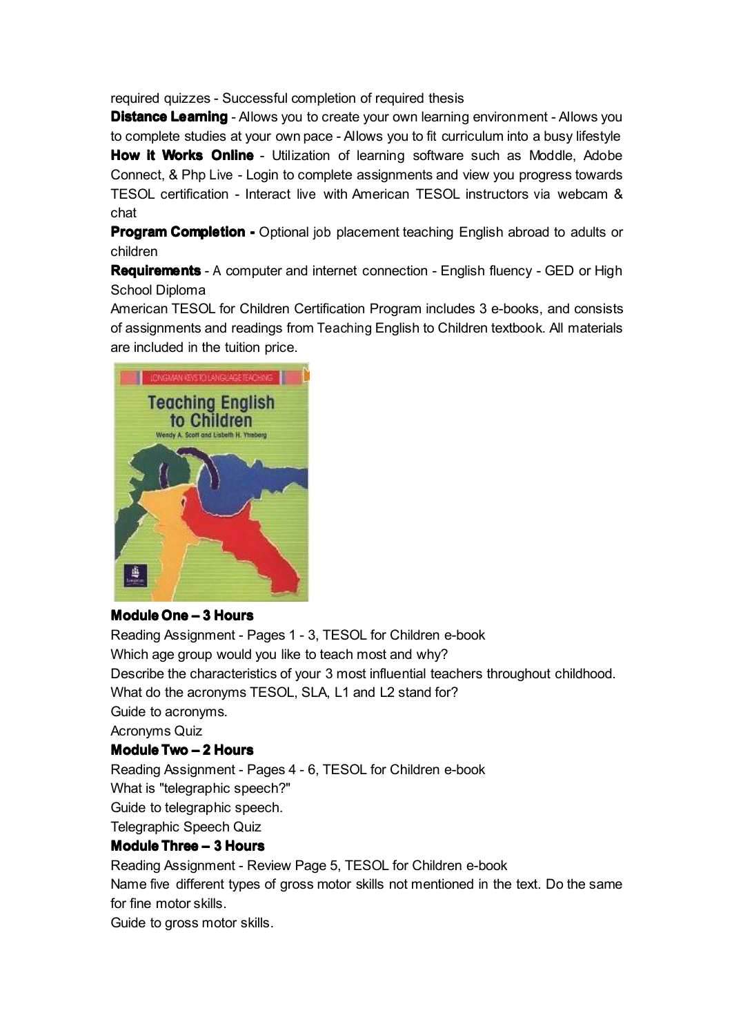required quizzes - Successful completion of required thesis

**Distance Learning** - Allows you to create your own learning environment - Allows you to complete studies at your own pace - Allows you to fit curriculum into a busy lifestyle

**How it Works Online** - Utilization of learning software such as Moddle, Adobe Connect, & Php Live - Login to complete assignments and view you progress towards TESOL certification - Interact live with American TESOL instructors via webcam & chat

**Program Completion -** Optional job placement teaching English abroad to adults or children

**Requirements** - A computer and internet connection - English fluency - GED or High School Diploma

American TESOL for Children Certification Program includes 3 e-books, and consists of assignments and readings from Teaching English to Children textbook. All materials are included in the tuition price.

### Module One – 3 Hours

Reading Assignment - Pages 1 - 3, TESOL for Children e-book

Which age group would you like to teach most and why?

Describe the characteristics of your 3 most influential teachers throughout childhood.

What do the acronyms TESOL, SLA, L1 and L2 stand for?

Guide to acronyms.

Acronyms Quiz

### Module Two – 2 Hours

Reading Assignment - Pages 4 - 6, TESOL for Children e-book

What is "telegraphic speech?"

Guide to telegraphic speech.

Telegraphic Speech Quiz

### Module Three – 3 Hours

Reading Assignment - Review Page 5, TESOL for Children e-book

Name five different types of gross motor skills not mentioned in the text. Do the same for fine motor skills.

Guide to gross motor skills.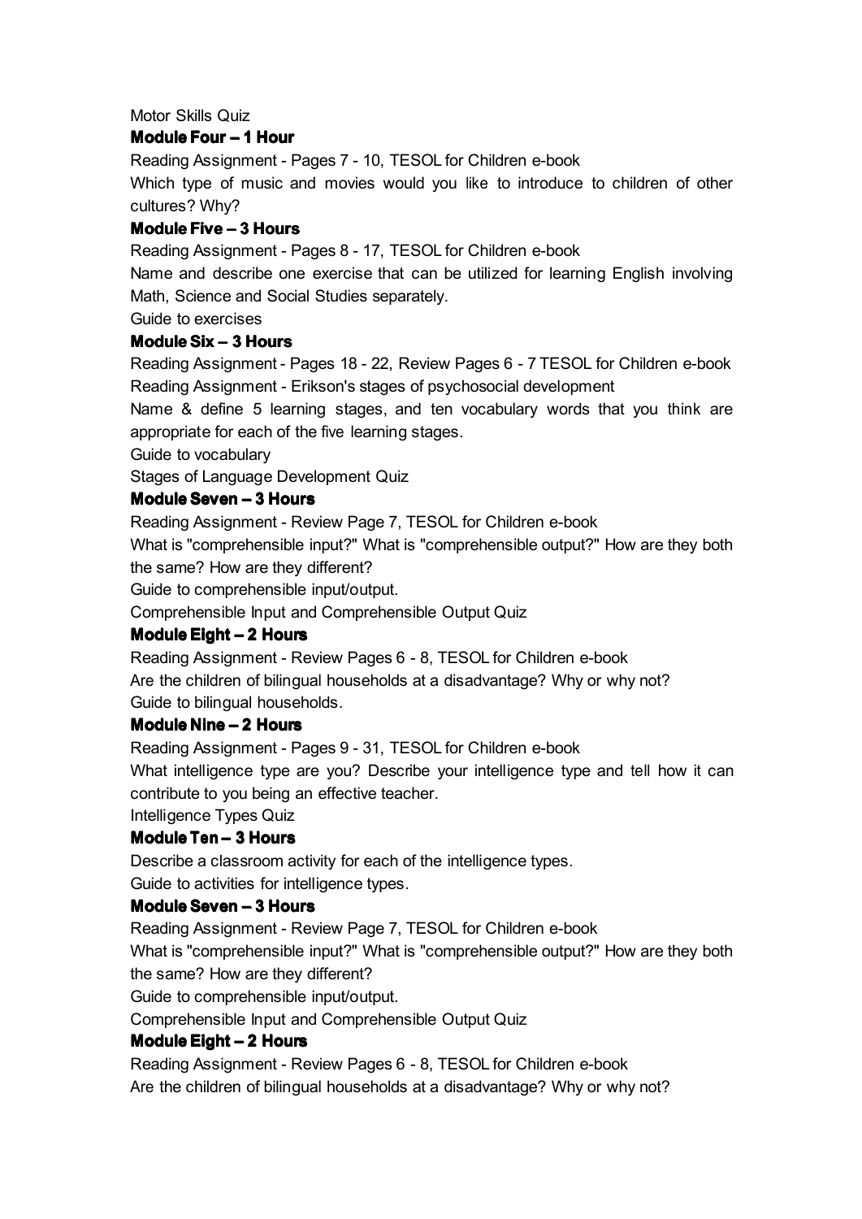Motor Skills Quiz

**Module Four – 1 Hour**

Reading Assignment - Pages 7 - 10, TESOL for Children e-book

Which type of music and movies would you like to introduce to children of other cultures? Why?

**Module Five – 3 Hours**

Reading Assignment - Pages 8 - 17, TESOL for Children e-book

Name and describe one exercise that can be utilized for learning English involving Math, Science and Social Studies separately.

Guide to exercises

**Module Six – 3 Hours**

Reading Assignment - Pages 18 - 22, Review Pages 6 - 7 TESOL for Children e-book

Reading Assignment - Erikson's stages of psychosocial development

Name & define 5 learning stages, and ten vocabulary words that you think are appropriate for each of the five learning stages.

Guide to vocabulary

Stages of Language Development Quiz

**Module Seven – 3 Hours**

Reading Assignment - Review Page 7, TESOL for Children e-book

What is "comprehensible input?" What is "comprehensible output?" How are they both the same? How are they different?

Guide to comprehensible input/output.

Comprehensible Input and Comprehensible Output Quiz

**Module Eight – 2 Hours**

Reading Assignment - Review Pages 6 - 8, TESOL for Children e-book

Are the children of bilingual households at a disadvantage? Why or why not?

Guide to bilingual households.

**Module Nine – 2 Hours**

Reading Assignment - Pages 9 - 31, TESOL for Children e-book

What intelligence type are you? Describe your intelligence type and tell how it can contribute to you being an effective teacher.

Intelligence Types Quiz

**Module Ten – 3 Hours**

Describe a classroom activity for each of the intelligence types.

Guide to activities for intelligence types.

**Module Seven – 3 Hours**

Reading Assignment - Review Page 7, TESOL for Children e-book

What is "comprehensible input?" What is "comprehensible output?" How are they both the same? How are they different?

Guide to comprehensible input/output.

Comprehensible Input and Comprehensible Output Quiz

**Module Eight – 2 Hours**

Reading Assignment - Review Pages 6 - 8, TESOL for Children e-book

Are the children of bilingual households at a disadvantage? Why or why not?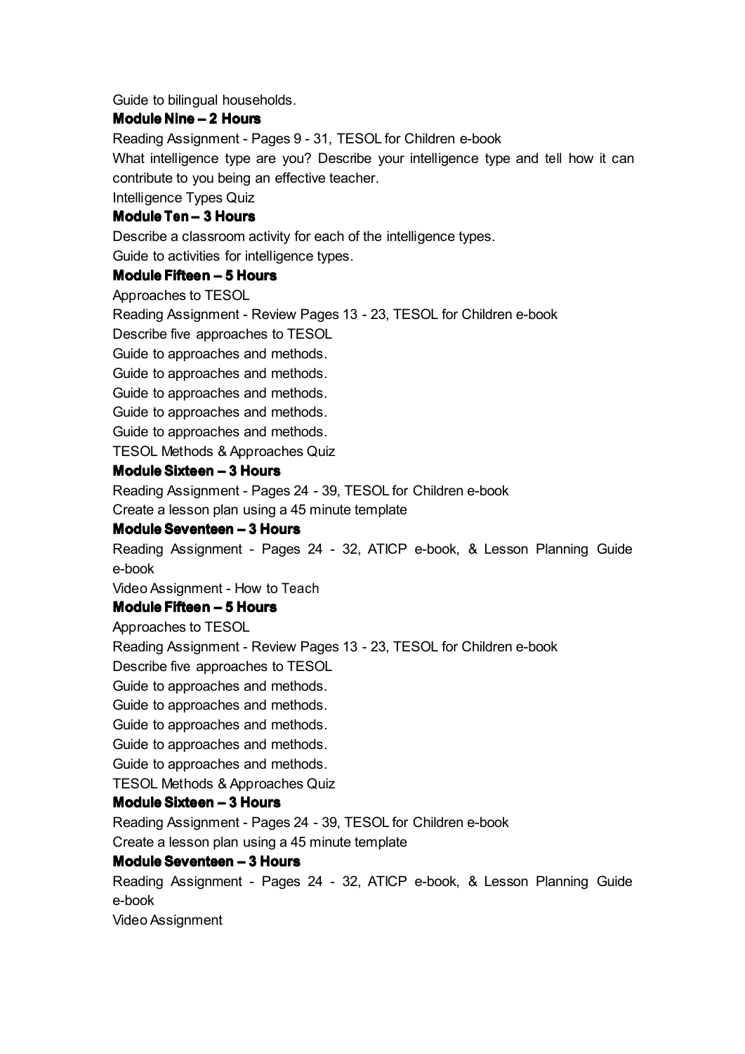Guide to bilingual households.

**Module Nine – 2 Hours**

Reading Assignment - Pages 9 - 31, TESOL for Children e-book

What intelligence type are you? Describe your intelligence type and tell how it can contribute to you being an effective teacher.

Intelligence Types Quiz

**Module Ten – 3 Hours**

Describe a classroom activity for each of the intelligence types.

Guide to activities for intelligence types.

**Module Fifteen – 5 Hours**

Approaches to TESOL

Reading Assignment - Review Pages 13 - 23, TESOL for Children e-book

Describe five approaches to TESOL

Guide to approaches and methods.

Guide to approaches and methods.

Guide to approaches and methods.

Guide to approaches and methods.

Guide to approaches and methods.

TESOL Methods & Approaches Quiz

**Module Sixteen – 3 Hours**

Reading Assignment - Pages 24 - 39, TESOL for Children e-book

Create a lesson plan using a 45 minute template

**Module Seventeen – 3 Hours**

Reading Assignment - Pages 24 - 32, ATICP e-book, & Lesson Planning Guide e-book

Video Assignment - How to Teach

**Module Fifteen – 5 Hours**

Approaches to TESOL

Reading Assignment - Review Pages 13 - 23, TESOL for Children e-book

Describe five approaches to TESOL

Guide to approaches and methods.

Guide to approaches and methods.

Guide to approaches and methods.

Guide to approaches and methods.

Guide to approaches and methods.

TESOL Methods & Approaches Quiz

**Module Sixteen – 3 Hours**

Reading Assignment - Pages 24 - 39, TESOL for Children e-book

Create a lesson plan using a 45 minute template

**Module Seventeen – 3 Hours**

Reading Assignment - Pages 24 - 32, ATICP e-book, & Lesson Planning Guide e-book

Video Assignment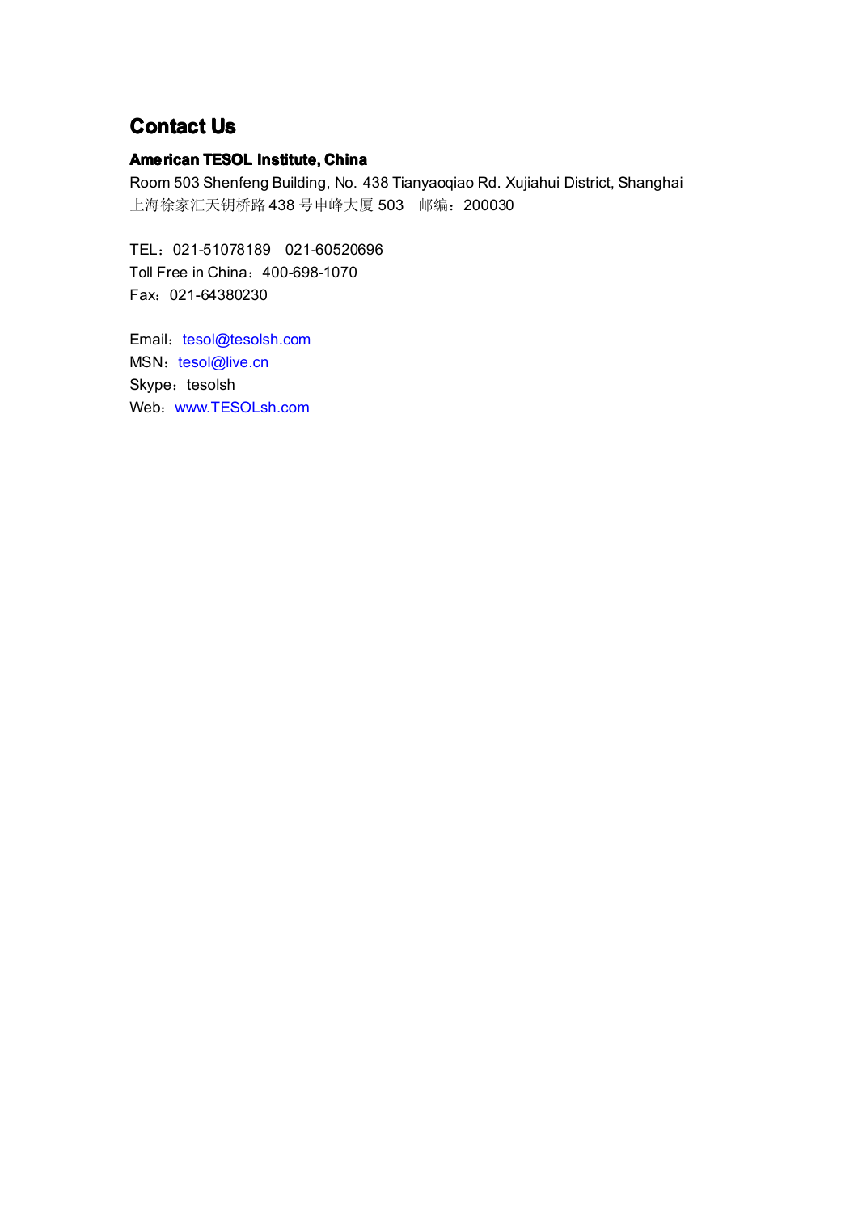## Contact Us

**American TESOL Institute, China**

Room 503 Shenfeng Building, No. 438 Tianyaoqiao Rd. Xujiahui District, Shanghai
上海徐家汇天钥桥路 438 号申峰大厦 503　邮编：200030

TEL：021-51078189　021-60520696
Toll Free in China：400-698-1070
Fax：021-64380230

Email：tesol@tesolsh.com
MSN：tesol@live.cn
Skype：tesolsh
Web：www.TESOLsh.com